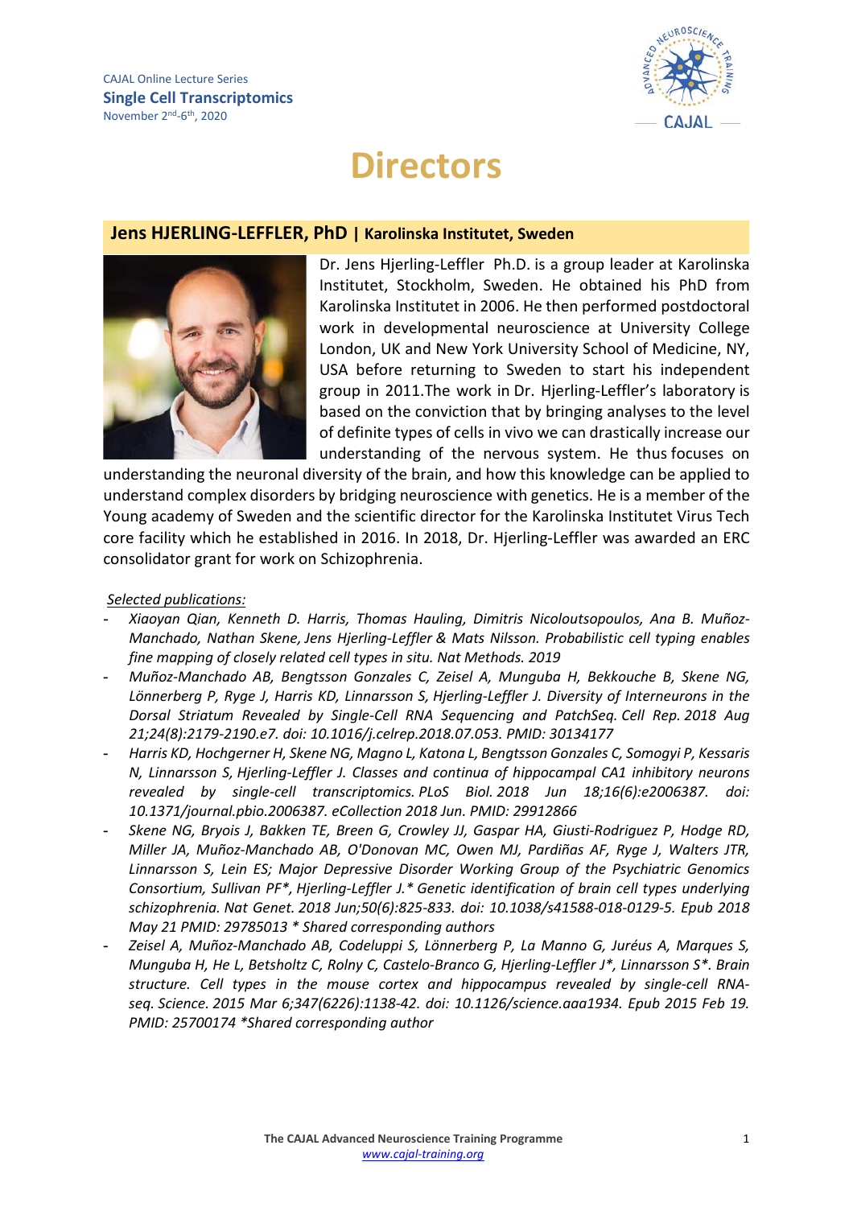CAJAL Online Lecture Series

**Single Cell Transcriptomics**

November 2[nd]-6[th], 2020

# Directors

## Jens HJERLING-LEFFLER, PhD | Karolinska Institutet, Sweden

Dr. Jens Hjerling-Leffler Ph.D. is a group leader at Karolinska Institutet, Stockholm, Sweden. He obtained his PhD from Karolinska Institutet in 2006. He then performed postdoctoral work in developmental neuroscience at University College London, UK and New York University School of Medicine, NY, USA before returning to Sweden to start his independent group in 2011.The work in Dr. Hjerling-Leffler's laboratory is based on the conviction that by bringing analyses to the level of definite types of cells in vivo we can drastically increase our understanding of the nervous system. He thus focuses on understanding the neuronal diversity of the brain, and how this knowledge can be applied to understand complex disorders by bridging neuroscience with genetics. He is a member of the Young academy of Sweden and the scientific director for the Karolinska Institutet Virus Tech core facility which he established in 2016. In 2018, Dr. Hjerling-Leffler was awarded an ERC consolidator grant for work on Schizophrenia.

*Selected publications:*

- *Xiaoyan Qian, Kenneth D. Harris, Thomas Hauling, Dimitris Nicoloutsopoulos, Ana B. Muñoz-Manchado, Nathan Skene, Jens Hjerling-Leffler & Mats Nilsson. Probabilistic cell typing enables fine mapping of closely related cell types in situ. Nat Methods. 2019*
- *Muñoz-Manchado AB, Bengtsson Gonzales C, Zeisel A, Munguba H, Bekkouche B, Skene NG, Lönnerberg P, Ryge J, Harris KD, Linnarsson S, Hjerling-Leffler J. Diversity of Interneurons in the Dorsal Striatum Revealed by Single-Cell RNA Sequencing and PatchSeq. Cell Rep. 2018 Aug 21;24(8):2179-2190.e7. doi: 10.1016/j.celrep.2018.07.053. PMID: 30134177*
- *Harris KD, Hochgerner H, Skene NG, Magno L, Katona L, Bengtsson Gonzales C, Somogyi P, Kessaris N, Linnarsson S, Hjerling-Leffler J. Classes and continua of hippocampal CA1 inhibitory neurons revealed by single-cell transcriptomics. PLoS Biol. 2018 Jun 18;16(6):e2006387. doi: 10.1371/journal.pbio.2006387. eCollection 2018 Jun. PMID: 29912866*
- *Skene NG, Bryois J, Bakken TE, Breen G, Crowley JJ, Gaspar HA, Giusti-Rodriguez P, Hodge RD, Miller JA, Muñoz-Manchado AB, O'Donovan MC, Owen MJ, Pardiñas AF, Ryge J, Walters JTR, Linnarsson S, Lein ES; Major Depressive Disorder Working Group of the Psychiatric Genomics Consortium, Sullivan PF*, Hjerling-Leffler J.* Genetic identification of brain cell types underlying schizophrenia. Nat Genet. 2018 Jun;50(6):825-833. doi: 10.1038/s41588-018-0129-5. Epub 2018 May 21 PMID: 29785013 * Shared corresponding authors*
- *Zeisel A, Muñoz-Manchado AB, Codeluppi S, Lönnerberg P, La Manno G, Juréus A, Marques S, Munguba H, He L, Betsholtz C, Rolny C, Castelo-Branco G, Hjerling-Leffler J*, Linnarsson S*. Brain structure. Cell types in the mouse cortex and hippocampus revealed by single-cell RNA-seq. Science. 2015 Mar 6;347(6226):1138-42. doi: 10.1126/science.aaa1934. Epub 2015 Feb 19. PMID: 25700174 *Shared corresponding author*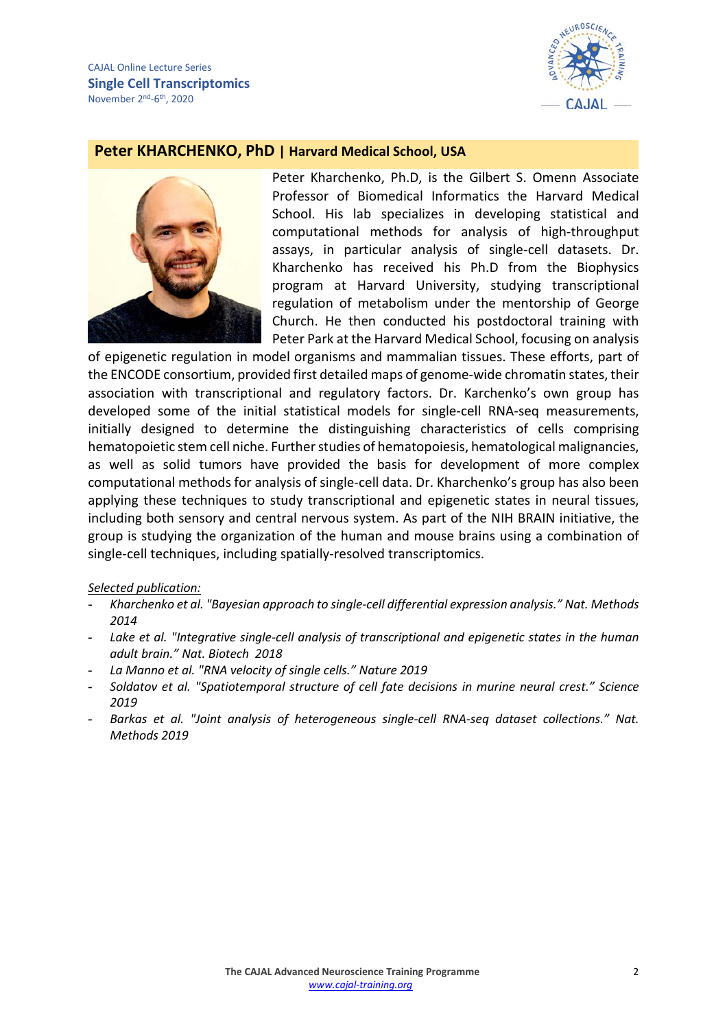CAJAL Online Lecture Series

**Single Cell Transcriptomics**

November 2nd-6th, 2020

## Peter KHARCHENKO, PhD | Harvard Medical School, USA

Peter Kharchenko, Ph.D, is the Gilbert S. Omenn Associate Professor of Biomedical Informatics the Harvard Medical School. His lab specializes in developing statistical and computational methods for analysis of high-throughput assays, in particular analysis of single-cell datasets. Dr. Kharchenko has received his Ph.D from the Biophysics program at Harvard University, studying transcriptional regulation of metabolism under the mentorship of George Church. He then conducted his postdoctoral training with Peter Park at the Harvard Medical School, focusing on analysis of epigenetic regulation in model organisms and mammalian tissues. These efforts, part of the ENCODE consortium, provided first detailed maps of genome-wide chromatin states, their association with transcriptional and regulatory factors. Dr. Karchenko's own group has developed some of the initial statistical models for single-cell RNA-seq measurements, initially designed to determine the distinguishing characteristics of cells comprising hematopoietic stem cell niche. Further studies of hematopoiesis, hematological malignancies, as well as solid tumors have provided the basis for development of more complex computational methods for analysis of single-cell data. Dr. Kharchenko's group has also been applying these techniques to study transcriptional and epigenetic states in neural tissues, including both sensory and central nervous system. As part of the NIH BRAIN initiative, the group is studying the organization of the human and mouse brains using a combination of single-cell techniques, including spatially-resolved transcriptomics.

<u>*Selected publication:*</u>

- *Kharchenko et al. "Bayesian approach to single-cell differential expression analysis." Nat. Methods 2014*
- *Lake et al. "Integrative single-cell analysis of transcriptional and epigenetic states in the human adult brain." Nat. Biotech 2018*
- *La Manno et al. "RNA velocity of single cells." Nature 2019*
- *Soldatov et al. "Spatiotemporal structure of cell fate decisions in murine neural crest." Science 2019*
- *Barkas et al. "Joint analysis of heterogeneous single-cell RNA-seq dataset collections." Nat. Methods 2019*